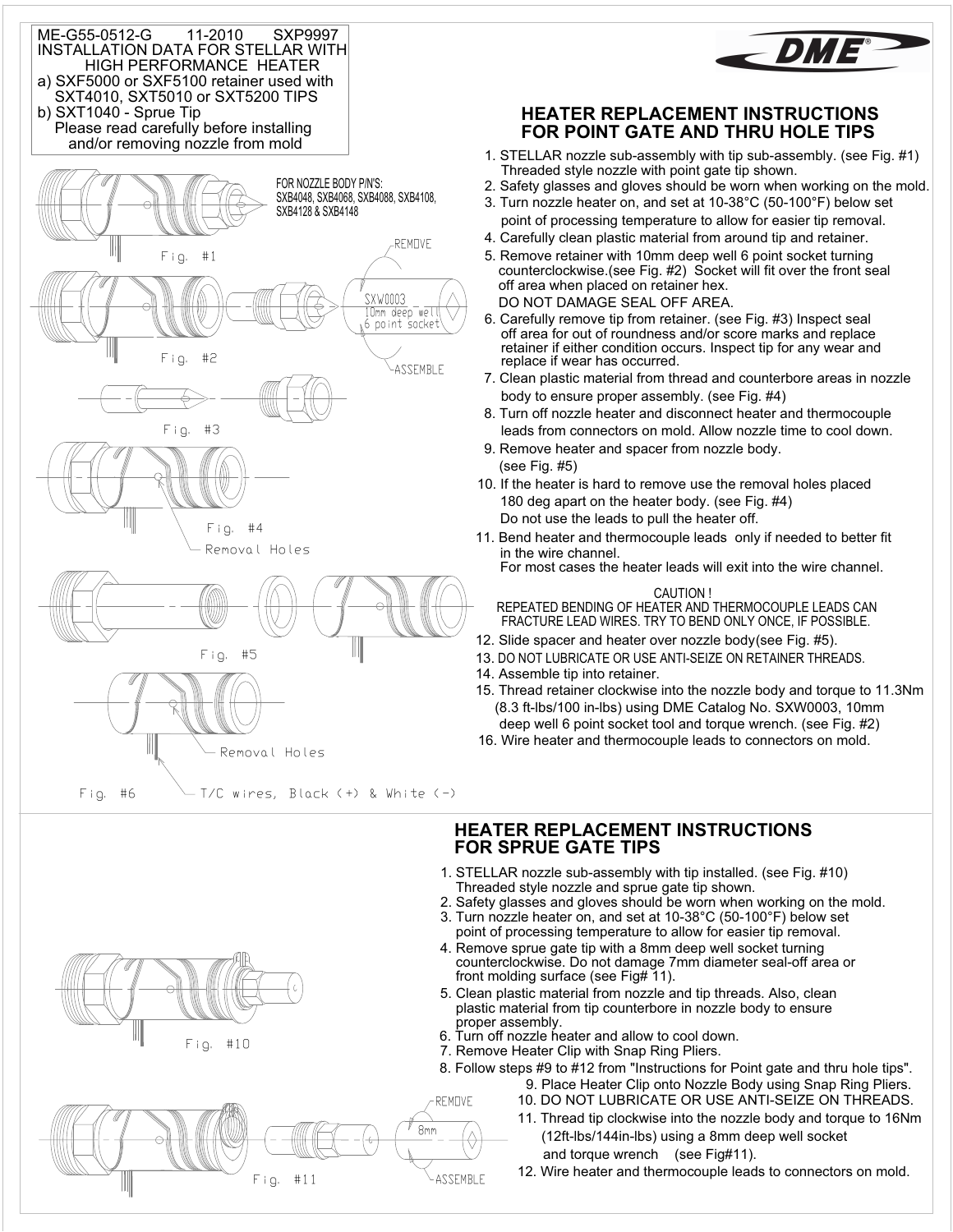ME-G55-0512-G 11-2010 SXP9997
INSTALLATION DATA FOR STELLAR WITH HIGH PERFORMANCE HEATER
a) SXF5000 or SXF5100 retainer used with SXT4010, SXT5010 or SXT5200 TIPS
b) SXT1040 - Sprue Tip
Please read carefully before installing and/or removing nozzle from mold

DME

FOR NOZZLE BODY P/N'S:
SXB4048, SXB4068, SXB4088, SXB4108, SXB4128 & SXB4148

Fig. #1

Fig. #2

REMOVE
SXW0003
10mm deep well
6 point socket
ASSEMBLE

Fig. #3

Fig. #4

Removal Holes

Fig. #5

Fig. #6

Removal Holes

T/C wires, Black (+) & White (-)

## HEATER REPLACEMENT INSTRUCTIONS FOR POINT GATE AND THRU HOLE TIPS

1. STELLAR nozzle sub-assembly with tip sub-assembly. (see Fig. #1) Threaded style nozzle with point gate tip shown.
2. Safety glasses and gloves should be worn when working on the mold.
3. Turn nozzle heater on, and set at 10-38°C (50-100°F) below set point of processing temperature to allow for easier tip removal.
4. Carefully clean plastic material from around tip and retainer.
5. Remove retainer with 10mm deep well 6 point socket turning counterclockwise.(see Fig. #2) Socket will fit over the front seal off area when placed on retainer hex.
   DO NOT DAMAGE SEAL OFF AREA.
6. Carefully remove tip from retainer. (see Fig. #3) Inspect seal off area for out of roundness and/or score marks and replace retainer if either condition occurs. Inspect tip for any wear and replace if wear has occurred.
7. Clean plastic material from thread and counterbore areas in nozzle body to ensure proper assembly. (see Fig. #4)
8. Turn off nozzle heater and disconnect heater and thermocouple leads from connectors on mold. Allow nozzle time to cool down.
9. Remove heater and spacer from nozzle body. (see Fig. #5)
10. If the heater is hard to remove use the removal holes placed 180 deg apart on the heater body. (see Fig. #4) Do not use the leads to pull the heater off.
11. Bend heater and thermocouple leads only if needed to better fit in the wire channel.
    For most cases the heater leads will exit into the wire channel.

CAUTION !
REPEATED BENDING OF HEATER AND THERMOCOUPLE LEADS CAN FRACTURE LEAD WIRES. TRY TO BEND ONLY ONCE, IF POSSIBLE.

12. Slide spacer and heater over nozzle body(see Fig. #5).
13. DO NOT LUBRICATE OR USE ANTI-SEIZE ON RETAINER THREADS.
14. Assemble tip into retainer.
15. Thread retainer clockwise into the nozzle body and torque to 11.3Nm (8.3 ft-lbs/100 in-lbs) using DME Catalog No. SXW0003, 10mm deep well 6 point socket tool and torque wrench. (see Fig. #2)
16. Wire heater and thermocouple leads to connectors on mold.

## HEATER REPLACEMENT INSTRUCTIONS FOR SPRUE GATE TIPS

1. STELLAR nozzle sub-assembly with tip installed. (see Fig. #10) Threaded style nozzle and sprue gate tip shown.
2. Safety glasses and gloves should be worn when working on the mold.
3. Turn nozzle heater on, and set at 10-38°C (50-100°F) below set point of processing temperature to allow for easier tip removal.
4. Remove sprue gate tip with a 8mm deep well socket turning counterclockwise. Do not damage 7mm diameter seal-off area or front molding surface (see Fig# 11).
5. Clean plastic material from nozzle and tip threads. Also, clean plastic material from tip counterbore in nozzle body to ensure proper assembly.
6. Turn off nozzle heater and allow to cool down.
7. Remove Heater Clip with Snap Ring Pliers.
8. Follow steps #9 to #12 from "Instructions for Point gate and thru hole tips".
9. Place Heater Clip onto Nozzle Body using Snap Ring Pliers.
10. DO NOT LUBRICATE OR USE ANTI-SEIZE ON THREADS.
11. Thread tip clockwise into the nozzle body and torque to 16Nm (12ft-lbs/144in-lbs) using a 8mm deep well socket and torque wrench (see Fig#11).
12. Wire heater and thermocouple leads to connectors on mold.

Fig. #10

Fig. #11

REMOVE
8mm
ASSEMBLE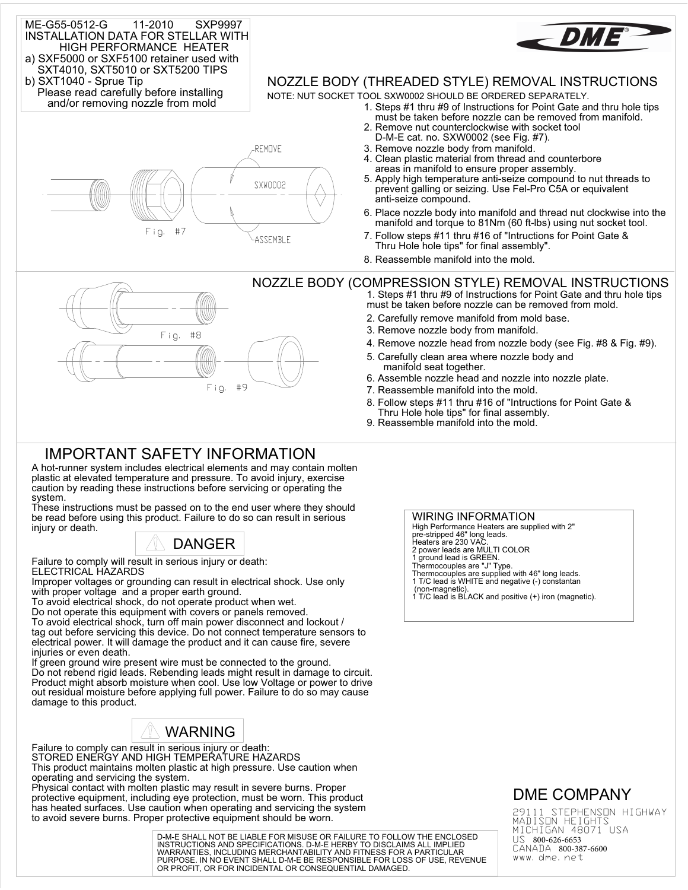ME-G55-0512-G 11-2010 SXP9997
INSTALLATION DATA FOR STELLAR WITH HIGH PERFORMANCE HEATER
a) SXF5000 or SXF5100 retainer used with SXT4010, SXT5010 or SXT5200 TIPS
b) SXT1040 - Sprue Tip
Please read carefully before installing and/or removing nozzle from mold

DME

## NOZZLE BODY (THREADED STYLE) REMOVAL INSTRUCTIONS

NOTE: NUT SOCKET TOOL SXW0002 SHOULD BE ORDERED SEPARATELY.

REMOVE
SXW0002
ASSEMBLE
Fig. #7

1. Steps #1 thru #9 of Instructions for Point Gate and thru hole tips must be taken before nozzle can be removed from manifold.
2. Remove nut counterclockwise with socket tool D-M-E cat. no. SXW0002 (see Fig. #7).
3. Remove nozzle body from manifold.
4. Clean plastic material from thread and counterbore areas in manifold to ensure proper assembly.
5. Apply high temperature anti-seize compound to nut threads to prevent galling or seizing. Use Fel-Pro C5A or equivalent anti-seize compound.
6. Place nozzle body into manifold and thread nut clockwise into the manifold and torque to 81Nm (60 ft-lbs) using nut socket tool.
7. Follow steps #11 thru #16 of "Intructions for Point Gate & Thru Hole hole tips" for final assembly".
8. Reassemble manifold into the mold.

## NOZZLE BODY (COMPRESSION STYLE) REMOVAL INSTRUCTIONS

Fig. #8

Fig. #9

1. Steps #1 thru #9 of Instructions for Point Gate and thru hole tips must be taken before nozzle can be removed from mold.
2. Carefully remove manifold from mold base.
3. Remove nozzle body from manifold.
4. Remove nozzle head from nozzle body (see Fig. #8 & Fig. #9).
5. Carefully clean area where nozzle body and manifold seat together.
6. Assemble nozzle head and nozzle into nozzle plate.
7. Reassemble manifold into the mold.
8. Follow steps #11 thru #16 of "Intructions for Point Gate & Thru Hole hole tips" for final assembly.
9. Reassemble manifold into the mold.

## IMPORTANT SAFETY INFORMATION

A hot-runner system includes electrical elements and may contain molten plastic at elevated temperature and pressure. To avoid injury, exercise caution by reading these instructions before servicing or operating the system.
These instructions must be passed on to the end user where they should be read before using this product. Failure to do so can result in serious injury or death.

### ⚠ DANGER

Failure to comply will result in serious injury or death:
ELECTRICAL HAZARDS
Improper voltages or grounding can result in electrical shock. Use only with proper voltage and a proper earth ground.
To avoid electrical shock, do not operate product when wet.
Do not operate this equipment with covers or panels removed.
To avoid electrical shock, turn off main power disconnect and lockout / tag out before servicing this device. Do not connect temperature sensors to electrical power. It will damage the product and it can cause fire, severe injuries or even death.
If green ground wire present wire must be connected to the ground.
Do not rebend rigid leads. Rebending leads might result in damage to circuit.
Product might absorb moisture when cool. Use low Voltage or power to drive out residual moisture before applying full power. Failure to do so may cause damage to this product.

### ⚠ WARNING

Failure to comply can result in serious injury or death:
STORED ENERGY AND HIGH TEMPERATURE HAZARDS
This product maintains molten plastic at high pressure. Use caution when operating and servicing the system.
Physical contact with molten plastic may result in severe burns. Proper protective equipment, including eye protection, must be worn. This product has heated surfaces. Use caution when operating and servicing the system to avoid severe burns. Proper protective equipment should be worn.

### WIRING INFORMATION

High Performance Heaters are supplied with 2" pre-stripped 46" long leads.
Heaters are 230 VAC.
2 power leads are MULTI COLOR
1 ground lead is GREEN.
Thermocouples are "J" Type.
Thermocouples are supplied with 46" long leads.
1 T/C lead is WHITE and negative (-) constantan (non-magnetic).
1 T/C lead is BLACK and positive (+) iron (magnetic).

D-M-E SHALL NOT BE LIABLE FOR MISUSE OR FAILURE TO FOLLOW THE ENCLOSED INSTRUCTIONS AND SPECIFICATIONS. D-M-E HERBY TO DISCLAIMS ALL IMPLIED WARRANTIES, INCLUDING MERCHANTABILITY AND FITNESS FOR A PARTICULAR PURPOSE. IN NO EVENT SHALL D-M-E BE RESPONSIBLE FOR LOSS OF USE, REVENUE OR PROFIT, OR FOR INCIDENTAL OR CONSEQUENTIAL DAMAGED.

## DME COMPANY

29111 STEPHENSON HIGHWAY
MADISON HEIGHTS
MICHIGAN 48071 USA
US 800-626-6653
CANADA 800-387-6600
www.dme.net